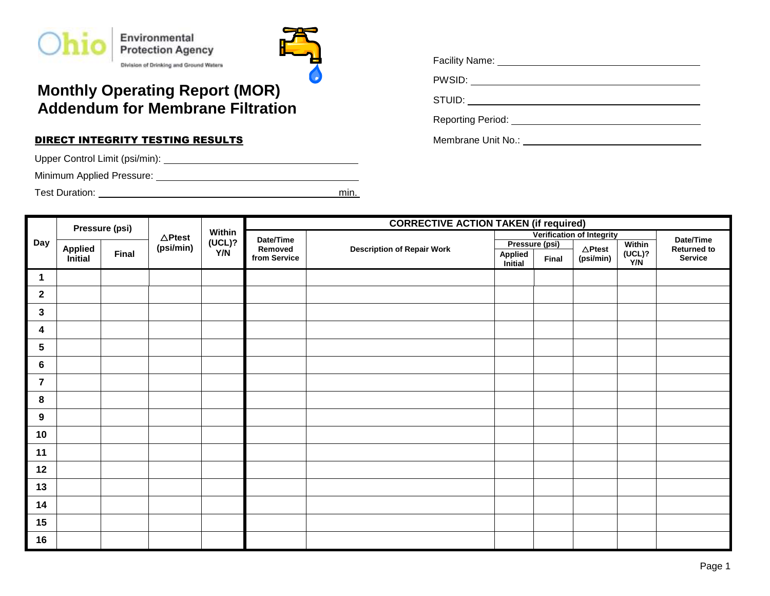Ohio Environmental Protection Agency
Division of Drinking and Ground Waters

# Monthly Operating Report (MOR) Addendum for Membrane Filtration

Facility Name: ______________________

PWSID: ______________________

STUID: ______________________

Reporting Period: ______________________

Membrane Unit No.: ______________________

## DIRECT INTEGRITY TESTING RESULTS

Upper Control Limit (psi/min): ______________________

Minimum Applied Pressure: ______________________

Test Duration: ______________________ min.

| Day | Pressure (psi) | | △Ptest (psi/min) | Within (UCL)? Y/N | CORRECTIVE ACTION TAKEN (if required) | | | | | | |
|---|---|---|---|---|---|---|---|---|---|---|---|
| | | | | | Date/Time Removed from Service | Description of Repair Work | Verification of Integrity | | | | Date/Time Returned to Service |
| | | | | | | | Pressure (psi) | | △Ptest (psi/min) | Within (UCL)? Y/N | |
| | Applied Initial | Final | | | | | Applied Initial | Final | | | |
| 1 | | | | | | | | | | | |
| 2 | | | | | | | | | | | |
| 3 | | | | | | | | | | | |
| 4 | | | | | | | | | | | |
| 5 | | | | | | | | | | | |
| 6 | | | | | | | | | | | |
| 7 | | | | | | | | | | | |
| 8 | | | | | | | | | | | |
| 9 | | | | | | | | | | | |
| 10 | | | | | | | | | | | |
| 11 | | | | | | | | | | | |
| 12 | | | | | | | | | | | |
| 13 | | | | | | | | | | | |
| 14 | | | | | | | | | | | |
| 15 | | | | | | | | | | | |
| 16 | | | | | | | | | | | |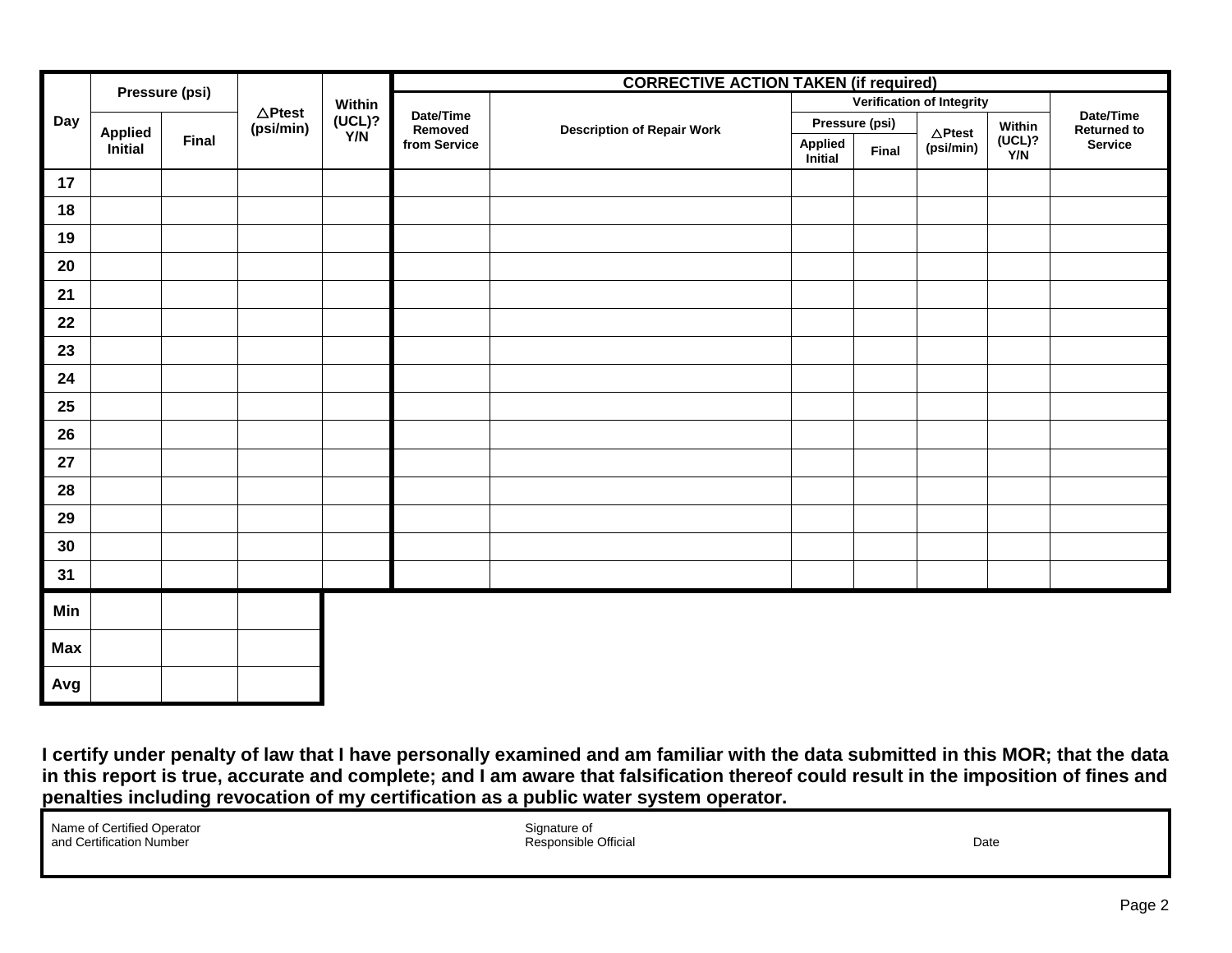| Day | Pressure (psi) | | △Ptest (psi/min) | Within (UCL)? Y/N | CORRECTIVE ACTION TAKEN (if required) | | | | | | |
|---|---|---|---|---|---|---|---|---|---|---|---|
| | | | | | Date/Time Removed from Service | Description of Repair Work | Verification of Integrity | | | | Date/Time Returned to Service |
| | | | | | | | Pressure (psi) | | △Ptest (psi/min) | Within (UCL)? Y/N | |
| | Applied Initial | Final | | | | | Applied Initial | Final | | | |
| 17 | | | | | | | | | | | |
| 18 | | | | | | | | | | | |
| 19 | | | | | | | | | | | |
| 20 | | | | | | | | | | | |
| 21 | | | | | | | | | | | |
| 22 | | | | | | | | | | | |
| 23 | | | | | | | | | | | |
| 24 | | | | | | | | | | | |
| 25 | | | | | | | | | | | |
| 26 | | | | | | | | | | | |
| 27 | | | | | | | | | | | |
| 28 | | | | | | | | | | | |
| 29 | | | | | | | | | | | |
| 30 | | | | | | | | | | | |
| 31 | | | | | | | | | | | |
| Min | | | | | | | | | | | |
| Max | | | | | | | | | | | |
| Avg | | | | | | | | | | | |

**I certify under penalty of law that I have personally examined and am familiar with the data submitted in this MOR; that the data in this report is true, accurate and complete; and I am aware that falsification thereof could result in the imposition of fines and penalties including revocation of my certification as a public water system operator.**

| Name of Certified Operator and Certification Number | Signature of Responsible Official | Date |
|---|---|---|
| | | |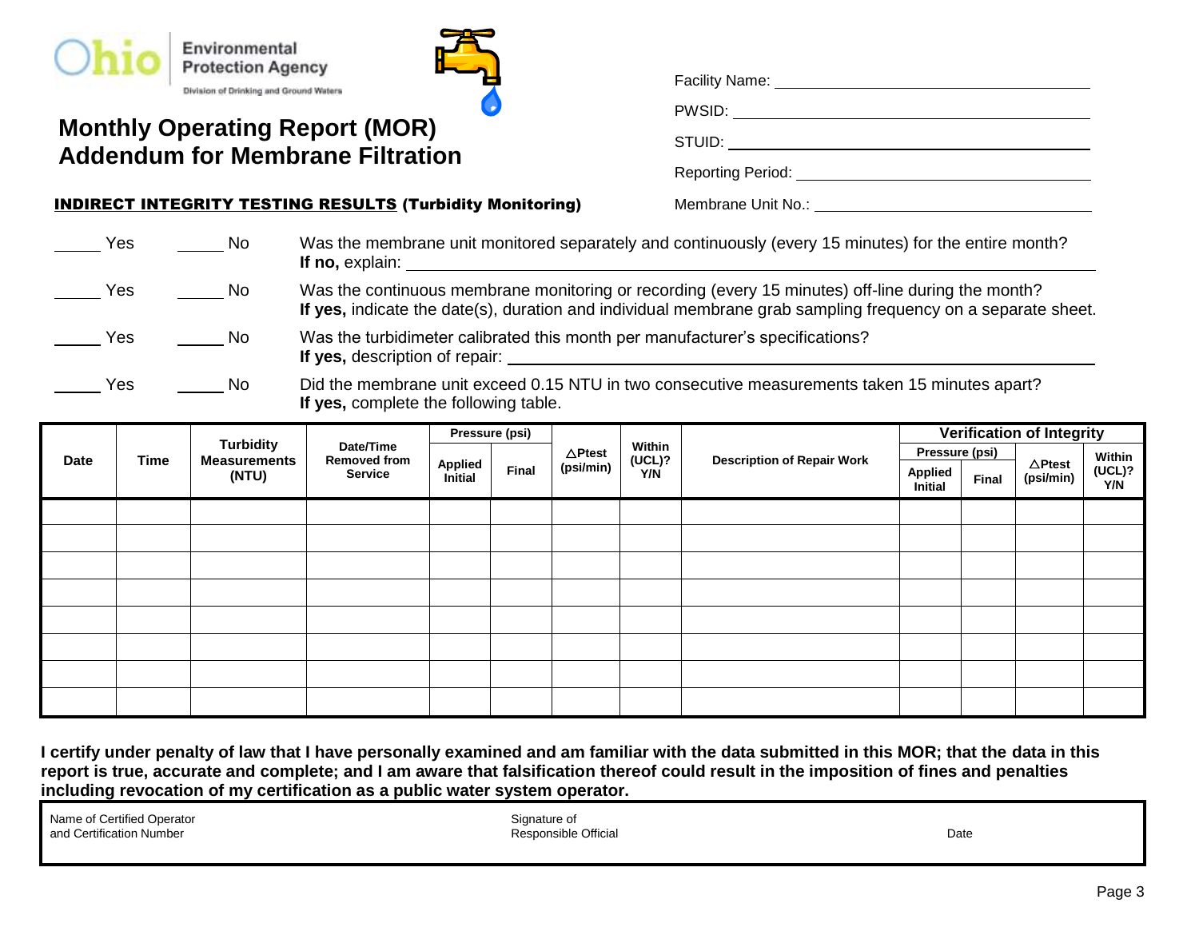Ohio Environmental Protection Agency

Division of Drinking and Ground Waters

# Monthly Operating Report (MOR) Addendum for Membrane Filtration

Facility Name: ______________________

PWSID: ______________________

STUID: ______________________

Reporting Period: ______________________

Membrane Unit No.: ______________________

## INDIRECT INTEGRITY TESTING RESULTS (Turbidity Monitoring)

_____ Yes _____ No Was the membrane unit monitored separately and continuously (every 15 minutes) for the entire month? **If no,** explain: ______________________

_____ Yes _____ No Was the continuous membrane monitoring or recording (every 15 minutes) off-line during the month? **If yes,** indicate the date(s), duration and individual membrane grab sampling frequency on a separate sheet.

_____ Yes _____ No Was the turbidimeter calibrated this month per manufacturer's specifications? **If yes,** description of repair: ______________________

_____ Yes _____ No Did the membrane unit exceed 0.15 NTU in two consecutive measurements taken 15 minutes apart? **If yes,** complete the following table.

| Date | Time | Turbidity Measurements (NTU) | Date/Time Removed from Service | Pressure (psi) | | △Ptest (psi/min) | Within (UCL)? Y/N | Description of Repair Work | Verification of Integrity | | | |
|---|---|---|---|---|---|---|---|---|---|---|---|---|
| | | | | | | | | | Pressure (psi) | | △Ptest (psi/min) | Within (UCL)? Y/N |
| | | | | Applied Initial | Final | | | | Applied Initial | Final | | |
| | | | | | | | | | | | | |
| | | | | | | | | | | | | |
| | | | | | | | | | | | | |
| | | | | | | | | | | | | |
| | | | | | | | | | | | | |
| | | | | | | | | | | | | |
| | | | | | | | | | | | | |
| | | | | | | | | | | | | |

**I certify under penalty of law that I have personally examined and am familiar with the data submitted in this MOR; that the data in this report is true, accurate and complete; and I am aware that falsification thereof could result in the imposition of fines and penalties including revocation of my certification as a public water system operator.**

| Name of Certified Operator and Certification Number | Signature of Responsible Official | Date |
|---|---|---|
| | | |